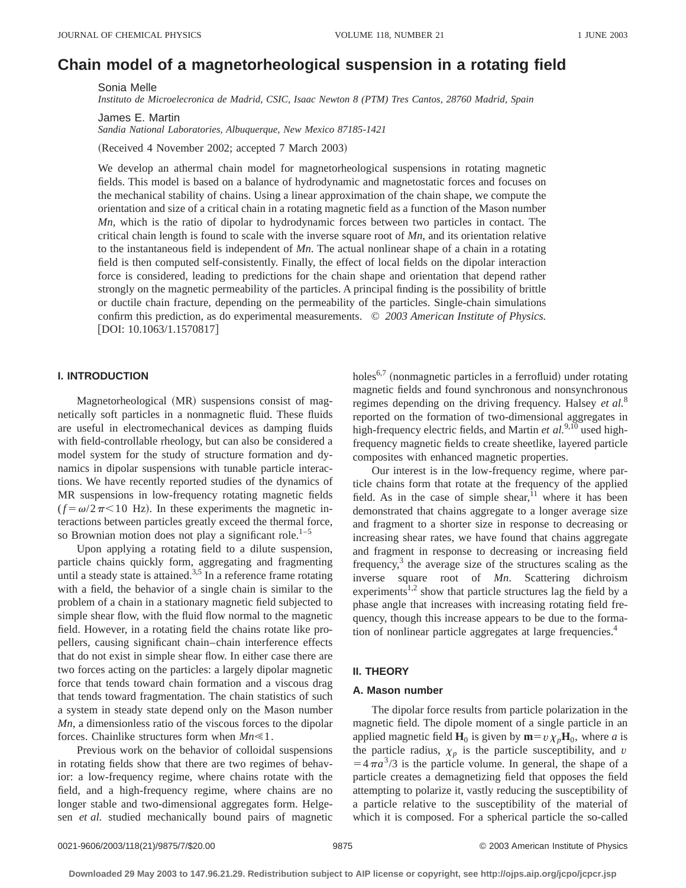# Chain model of a magnetorheological suspension in a rotating field

Sonia Melle

*Instituto de Microelecronica de Madrid, CSIC, Isaac Newton 8 (PTM) Tres Cantos, 28760 Madrid, Spain*

James E. Martin

*Sandia National Laboratories, Albuquerque, New Mexico 87185-1421*

(Received 4 November 2002; accepted 7 March 2003)

We develop an athermal chain model for magnetorheological suspensions in rotating magnetic fields. This model is based on a balance of hydrodynamic and magnetostatic forces and focuses on the mechanical stability of chains. Using a linear approximation of the chain shape, we compute the orientation and size of a critical chain in a rotating magnetic field as a function of the Mason number *Mn*, which is the ratio of dipolar to hydrodynamic forces between two particles in contact. The critical chain length is found to scale with the inverse square root of *Mn*, and its orientation relative to the instantaneous field is independent of *Mn*. The actual nonlinear shape of a chain in a rotating field is then computed self-consistently. Finally, the effect of local fields on the dipolar interaction force is considered, leading to predictions for the chain shape and orientation that depend rather strongly on the magnetic permeability of the particles. A principal finding is the possibility of brittle or ductile chain fracture, depending on the permeability of the particles. Single-chain simulations confirm this prediction, as do experimental measurements. © *2003 American Institute of Physics.* [DOI: 10.1063/1.1570817]

## I. INTRODUCTION

Magnetorheological (MR) suspensions consist of magnetically soft particles in a nonmagnetic fluid. These fluids are useful in electromechanical devices as damping fluids with field-controllable rheology, but can also be considered a model system for the study of structure formation and dynamics in dipolar suspensions with tunable particle interactions. We have recently reported studies of the dynamics of MR suspensions in low-frequency rotating magnetic fields ($f=\omega/2\pi<10$ Hz). In these experiments the magnetic interactions between particles greatly exceed the thermal force, so Brownian motion does not play a significant role.[1–5]

Upon applying a rotating field to a dilute suspension, particle chains quickly form, aggregating and fragmenting until a steady state is attained.[3,5] In a reference frame rotating with a field, the behavior of a single chain is similar to the problem of a chain in a stationary magnetic field subjected to simple shear flow, with the fluid flow normal to the magnetic field. However, in a rotating field the chains rotate like propellers, causing significant chain–chain interference effects that do not exist in simple shear flow. In either case there are two forces acting on the particles: a largely dipolar magnetic force that tends toward chain formation and a viscous drag that tends toward fragmentation. The chain statistics of such a system in steady state depend only on the Mason number *Mn*, a dimensionless ratio of the viscous forces to the dipolar forces. Chainlike structures form when $Mn \ll 1$.

Previous work on the behavior of colloidal suspensions in rotating fields show that there are two regimes of behavior: a low-frequency regime, where chains rotate with the field, and a high-frequency regime, where chains are no longer stable and two-dimensional aggregates form. Helgesen *et al.* studied mechanically bound pairs of magnetic holes[6,7] (nonmagnetic particles in a ferrofluid) under rotating magnetic fields and found synchronous and nonsynchronous regimes depending on the driving frequency. Halsey *et al.*[8] reported on the formation of two-dimensional aggregates in high-frequency electric fields, and Martin *et al.*[9,10] used high-frequency magnetic fields to create sheetlike, layered particle composites with enhanced magnetic properties.

Our interest is in the low-frequency regime, where particle chains form that rotate at the frequency of the applied field. As in the case of simple shear,[11] where it has been demonstrated that chains aggregate to a longer average size and fragment to a shorter size in response to decreasing or increasing shear rates, we have found that chains aggregate and fragment in response to decreasing or increasing field frequency,[3] the average size of the structures scaling as the inverse square root of *Mn*. Scattering dichroism experiments[1,2] show that particle structures lag the field by a phase angle that increases with increasing rotating field frequency, though this increase appears to be due to the formation of nonlinear particle aggregates at large frequencies.[4]

## II. THEORY

### A. Mason number

The dipolar force results from particle polarization in the magnetic field. The dipole moment of a single particle in an applied magnetic field $\mathbf{H}_0$ is given by $\mathbf{m}=v\chi_p\mathbf{H}_0$, where $a$ is the particle radius, $\chi_p$ is the particle susceptibility, and $v=4\pi a^3/3$ is the particle volume. In general, the shape of a particle creates a demagnetizing field that opposes the field attempting to polarize it, vastly reducing the susceptibility of a particle relative to the susceptibility of the material of which it is composed. For a spherical particle the so-called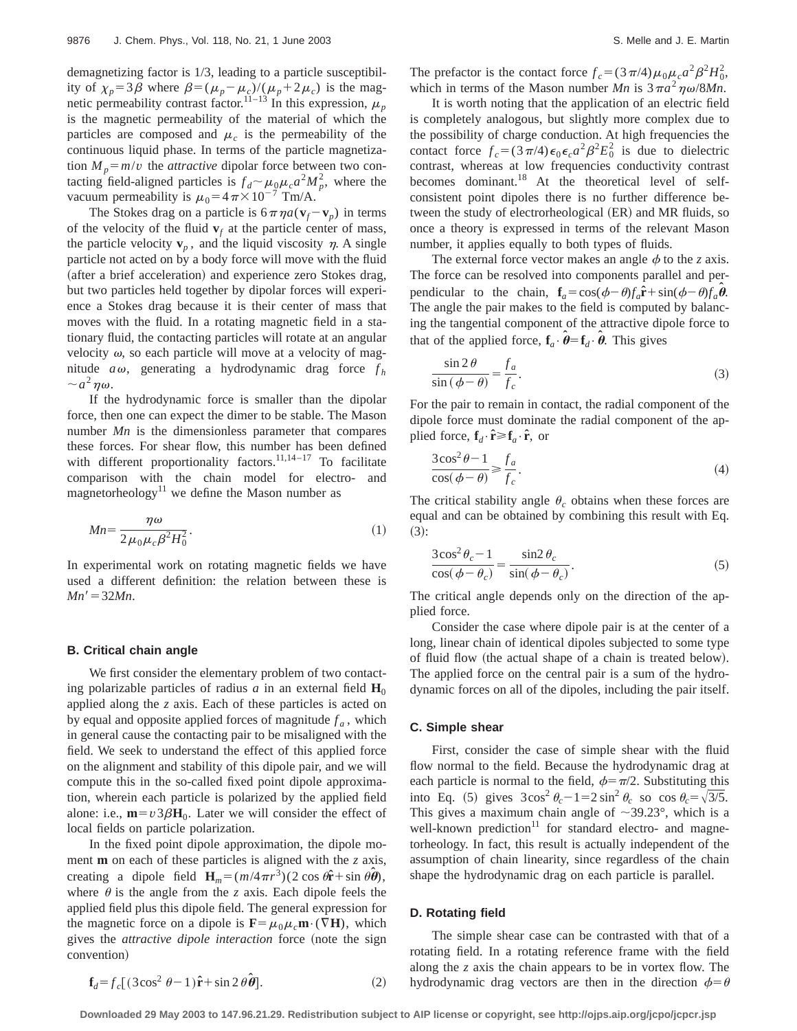demagnetizing factor is 1/3, leading to a particle susceptibility of $\chi_p = 3\beta$ where $\beta = (\mu_p - \mu_c)/(\mu_p + 2\mu_c)$ is the magnetic permeability contrast factor.[11–13] In this expression, $\mu_p$ is the magnetic permeability of the material of which the particles are composed and $\mu_c$ is the permeability of the continuous liquid phase. In terms of the particle magnetization $M_p = m/v$ the *attractive* dipolar force between two contacting field-aligned particles is $f_d \sim \mu_0 \mu_c a^2 M_p^2$, where the vacuum permeability is $\mu_0 = 4\pi \times 10^{-7}$ Tm/A.

The Stokes drag on a particle is $6\pi\eta a(\mathbf{v}_f - \mathbf{v}_p)$ in terms of the velocity of the fluid $\mathbf{v}_f$ at the particle center of mass, the particle velocity $\mathbf{v}_p$, and the liquid viscosity $\eta$. A single particle not acted on by a body force will move with the fluid (after a brief acceleration) and experience zero Stokes drag, but two particles held together by dipolar forces will experience a Stokes drag because it is their center of mass that moves with the fluid. In a rotating magnetic field in a stationary fluid, the contacting particles will rotate at an angular velocity $\omega$, so each particle will move at a velocity of magnitude $a\omega$, generating a hydrodynamic drag force $f_h \sim a^2 \eta \omega$.

If the hydrodynamic force is smaller than the dipolar force, then one can expect the dimer to be stable. The Mason number *Mn* is the dimensionless parameter that compares these forces. For shear flow, this number has been defined with different proportionality factors.[11,14–17] To facilitate comparison with the chain model for electro- and magnetorheology[11] we define the Mason number as

$$Mn = \frac{\eta \omega}{2\mu_0 \mu_c \beta^2 H_0^2}. \tag{1}$$

In experimental work on rotating magnetic fields we have used a different definition: the relation between these is $Mn' = 32Mn$.

### B. Critical chain angle

We first consider the elementary problem of two contacting polarizable particles of radius $a$ in an external field $\mathbf{H}_0$ applied along the $z$ axis. Each of these particles is acted on by equal and opposite applied forces of magnitude $f_a$, which in general cause the contacting pair to be misaligned with the field. We seek to understand the effect of this applied force on the alignment and stability of this dipole pair, and we will compute this in the so-called fixed point dipole approximation, wherein each particle is polarized by the applied field alone: i.e., $\mathbf{m} = v 3\beta \mathbf{H}_0$. Later we will consider the effect of local fields on particle polarization.

In the fixed point dipole approximation, the dipole moment $\mathbf{m}$ on each of these particles is aligned with the $z$ axis, creating a dipole field $\mathbf{H}_m = (m/4\pi r^3)(2\cos\theta \hat{\mathbf{r}} + \sin\theta \hat{\boldsymbol{\theta}})$, where $\theta$ is the angle from the $z$ axis. Each dipole feels the applied field plus this dipole field. The general expression for the magnetic force on a dipole is $\mathbf{F} = \mu_0 \mu_c \mathbf{m} \cdot (\nabla \mathbf{H})$, which gives the *attractive dipole interaction* force (note the sign convention)

$$\mathbf{f}_d = f_c [(3\cos^2\theta - 1)\hat{\mathbf{r}} + \sin 2\theta \hat{\boldsymbol{\theta}}]. \tag{2}$$

The prefactor is the contact force $f_c = (3\pi/4)\mu_0 \mu_c a^2 \beta^2 H_0^2$, which in terms of the Mason number *Mn* is $3\pi a^2 \eta \omega / 8Mn$.

It is worth noting that the application of an electric field is completely analogous, but slightly more complex due to the possibility of charge conduction. At high frequencies the contact force $f_c = (3\pi/4)\epsilon_0 \epsilon_c a^2 \beta^2 E_0^2$ is due to dielectric contrast, whereas at low frequencies conductivity contrast becomes dominant.[18] At the theoretical level of self-consistent point dipoles there is no further difference between the study of electrorheological (ER) and MR fluids, so once a theory is expressed in terms of the relevant Mason number, it applies equally to both types of fluids.

The external force vector makes an angle $\phi$ to the $z$ axis. The force can be resolved into components parallel and perpendicular to the chain, $\mathbf{f}_a = \cos(\phi - \theta) f_a \hat{\mathbf{r}} + \sin(\phi - \theta) f_a \hat{\boldsymbol{\theta}}$. The angle the pair makes to the field is computed by balancing the tangential component of the attractive dipole force to that of the applied force, $\mathbf{f}_a \cdot \hat{\boldsymbol{\theta}} = \mathbf{f}_d \cdot \hat{\boldsymbol{\theta}}$. This gives

$$\frac{\sin 2\theta}{\sin(\phi - \theta)} = \frac{f_a}{f_c}. \tag{3}$$

For the pair to remain in contact, the radial component of the dipole force must dominate the radial component of the applied force, $\mathbf{f}_d \cdot \hat{\mathbf{r}} \geq \mathbf{f}_a \cdot \hat{\mathbf{r}}$, or

$$\frac{3\cos^2\theta - 1}{\cos(\phi - \theta)} \geq \frac{f_a}{f_c}. \tag{4}$$

The critical stability angle $\theta_c$ obtains when these forces are equal and can be obtained by combining this result with Eq. (3):

$$\frac{3\cos^2\theta_c - 1}{\cos(\phi - \theta_c)} = \frac{\sin 2\theta_c}{\sin(\phi - \theta_c)}. \tag{5}$$

The critical angle depends only on the direction of the applied force.

Consider the case where dipole pair is at the center of a long, linear chain of identical dipoles subjected to some type of fluid flow (the actual shape of a chain is treated below). The applied force on the central pair is a sum of the hydrodynamic forces on all of the dipoles, including the pair itself.

### C. Simple shear

First, consider the case of simple shear with the fluid flow normal to the field. Because the hydrodynamic drag at each particle is normal to the field, $\phi = \pi/2$. Substituting this into Eq. (5) gives $3\cos^2\theta_c - 1 = 2\sin^2\theta_c$ so $\cos\theta_c = \sqrt{3/5}$. This gives a maximum chain angle of $\sim 39.23°$, which is a well-known prediction[11] for standard electro- and magnetorheology. In fact, this result is actually independent of the assumption of chain linearity, since regardless of the chain shape the hydrodynamic drag on each particle is parallel.

### D. Rotating field

The simple shear case can be contrasted with that of a rotating field. In a rotating reference frame with the field along the $z$ axis the chain appears to be in vortex flow. The hydrodynamic drag vectors are then in the direction $\phi = \theta$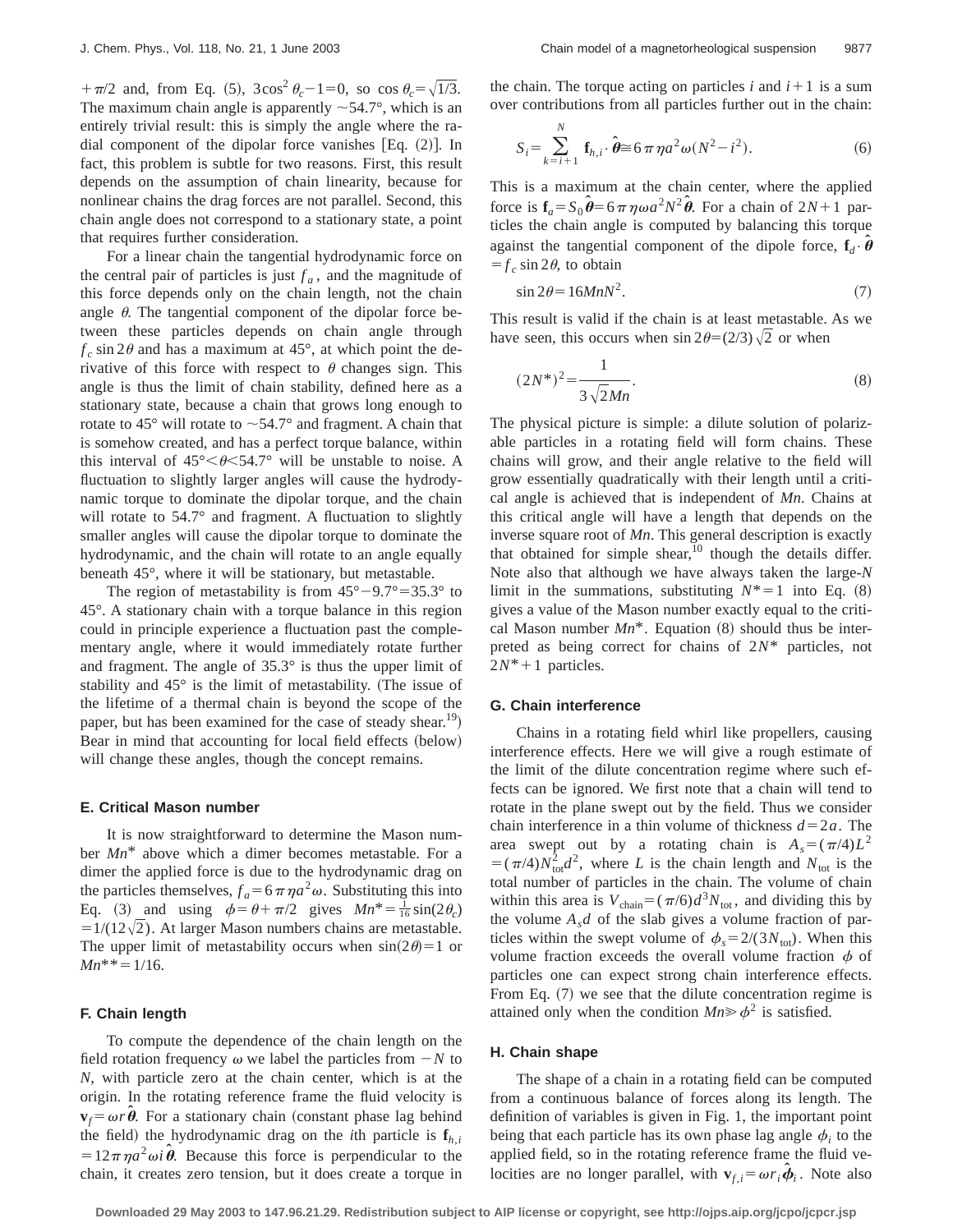$+\pi/2$ and, from Eq. (5), $3\cos^2\theta_c - 1 = 0$, so $\cos\theta_c = \sqrt{1/3}$. The maximum chain angle is apparently $\sim 54.7°$, which is an entirely trivial result: this is simply the angle where the radial component of the dipolar force vanishes [Eq. (2)]. In fact, this problem is subtle for two reasons. First, this result depends on the assumption of chain linearity, because for nonlinear chains the drag forces are not parallel. Second, this chain angle does not correspond to a stationary state, a point that requires further consideration.

For a linear chain the tangential hydrodynamic force on the central pair of particles is just $f_a$, and the magnitude of this force depends only on the chain length, not the chain angle $\theta$. The tangential component of the dipolar force between these particles depends on chain angle through $f_c \sin 2\theta$ and has a maximum at 45°, at which point the derivative of this force with respect to $\theta$ changes sign. This angle is thus the limit of chain stability, defined here as a stationary state, because a chain that grows long enough to rotate to 45° will rotate to $\sim 54.7°$ and fragment. A chain that is somehow created, and has a perfect torque balance, within this interval of $45° < \theta < 54.7°$ will be unstable to noise. A fluctuation to slightly larger angles will cause the hydrodynamic torque to dominate the dipolar torque, and the chain will rotate to 54.7° and fragment. A fluctuation to slightly smaller angles will cause the dipolar torque to dominate the hydrodynamic, and the chain will rotate to an angle equally beneath 45°, where it will be stationary, but metastable.

The region of metastability is from $45° - 9.7° = 35.3°$ to 45°. A stationary chain with a torque balance in this region could in principle experience a fluctuation past the complementary angle, where it would immediately rotate further and fragment. The angle of 35.3° is thus the upper limit of stability and 45° is the limit of metastability. (The issue of the lifetime of a thermal chain is beyond the scope of the paper, but has been examined for the case of steady shear.[19]) Bear in mind that accounting for local field effects (below) will change these angles, though the concept remains.

### E. Critical Mason number

It is now straightforward to determine the Mason number $Mn^*$ above which a dimer becomes metastable. For a dimer the applied force is due to the hydrodynamic drag on the particles themselves, $f_a = 6\pi\eta a^2\omega$. Substituting this into Eq. (3) and using $\phi = \theta + \pi/2$ gives $Mn^* = \frac{1}{16}\sin(2\theta_c) = 1/(12\sqrt{2})$. At larger Mason numbers chains are metastable. The upper limit of metastability occurs when $\sin(2\theta) = 1$ or $Mn^{**} = 1/16$.

### F. Chain length

To compute the dependence of the chain length on the field rotation frequency $\omega$ we label the particles from $-N$ to $N$, with particle zero at the chain center, which is at the origin. In the rotating reference frame the fluid velocity is $\mathbf{v}_f = \omega r\hat{\boldsymbol{\theta}}$. For a stationary chain (constant phase lag behind the field) the hydrodynamic drag on the $i$th particle is $\mathbf{f}_{h,i} = 12\pi\eta a^2\omega i\hat{\boldsymbol{\theta}}$. Because this force is perpendicular to the chain, it creates zero tension, but it does create a torque in the chain. The torque acting on particles $i$ and $i+1$ is a sum over contributions from all particles further out in the chain:

$$S_i = \sum_{k=i+1}^{N} \mathbf{f}_{h,i} \cdot \hat{\boldsymbol{\theta}} \cong 6\pi\eta a^2\omega(N^2 - i^2). \tag{6}$$

This is a maximum at the chain center, where the applied force is $\mathbf{f}_a = S_0\hat{\boldsymbol{\theta}} = 6\pi\eta\omega a^2 N^2\hat{\boldsymbol{\theta}}$. For a chain of $2N+1$ particles the chain angle is computed by balancing this torque against the tangential component of the dipole force, $\mathbf{f}_d \cdot \hat{\boldsymbol{\theta}} = f_c \sin 2\theta$, to obtain

$$\sin 2\theta = 16MnN^2. \tag{7}$$

This result is valid if the chain is at least metastable. As we have seen, this occurs when $\sin 2\theta = (2/3)\sqrt{2}$ or when

$$(2N^*)^2 = \frac{1}{3\sqrt{2}Mn}. \tag{8}$$

The physical picture is simple: a dilute solution of polarizable particles in a rotating field will form chains. These chains will grow, and their angle relative to the field will grow essentially quadratically with their length until a critical angle is achieved that is independent of $Mn$. Chains at this critical angle will have a length that depends on the inverse square root of $Mn$. This general description is exactly that obtained for simple shear,[10] though the details differ. Note also that although we have always taken the large-$N$ limit in the summations, substituting $N^* = 1$ into Eq. (8) gives a value of the Mason number exactly equal to the critical Mason number $Mn^*$. Equation (8) should thus be interpreted as being correct for chains of $2N^*$ particles, not $2N^*+1$ particles.

### G. Chain interference

Chains in a rotating field whirl like propellers, causing interference effects. Here we will give a rough estimate of the limit of the dilute concentration regime where such effects can be ignored. We first note that a chain will tend to rotate in the plane swept out by the field. Thus we consider chain interference in a thin volume of thickness $d = 2a$. The area swept out by a rotating chain is $A_s = (\pi/4)L^2 = (\pi/4)N_{\text{tot}}^2 d^2$, where $L$ is the chain length and $N_{\text{tot}}$ is the total number of particles in the chain. The volume of chain within this area is $V_{\text{chain}} = (\pi/6)d^3 N_{\text{tot}}$, and dividing this by the volume $A_s d$ of the slab gives a volume fraction of particles within the swept volume of $\phi_s = 2/(3N_{\text{tot}})$. When this volume fraction exceeds the overall volume fraction $\phi$ of particles one can expect strong chain interference effects. From Eq. (7) we see that the dilute concentration regime is attained only when the condition $Mn \gg \phi^2$ is satisfied.

### H. Chain shape

The shape of a chain in a rotating field can be computed from a continuous balance of forces along its length. The definition of variables is given in Fig. 1, the important point being that each particle has its own phase lag angle $\phi_i$ to the applied field, so in the rotating reference frame the fluid velocities are no longer parallel, with $\mathbf{v}_{f,i} = \omega r_i\hat{\boldsymbol{\phi}}_i$. Note also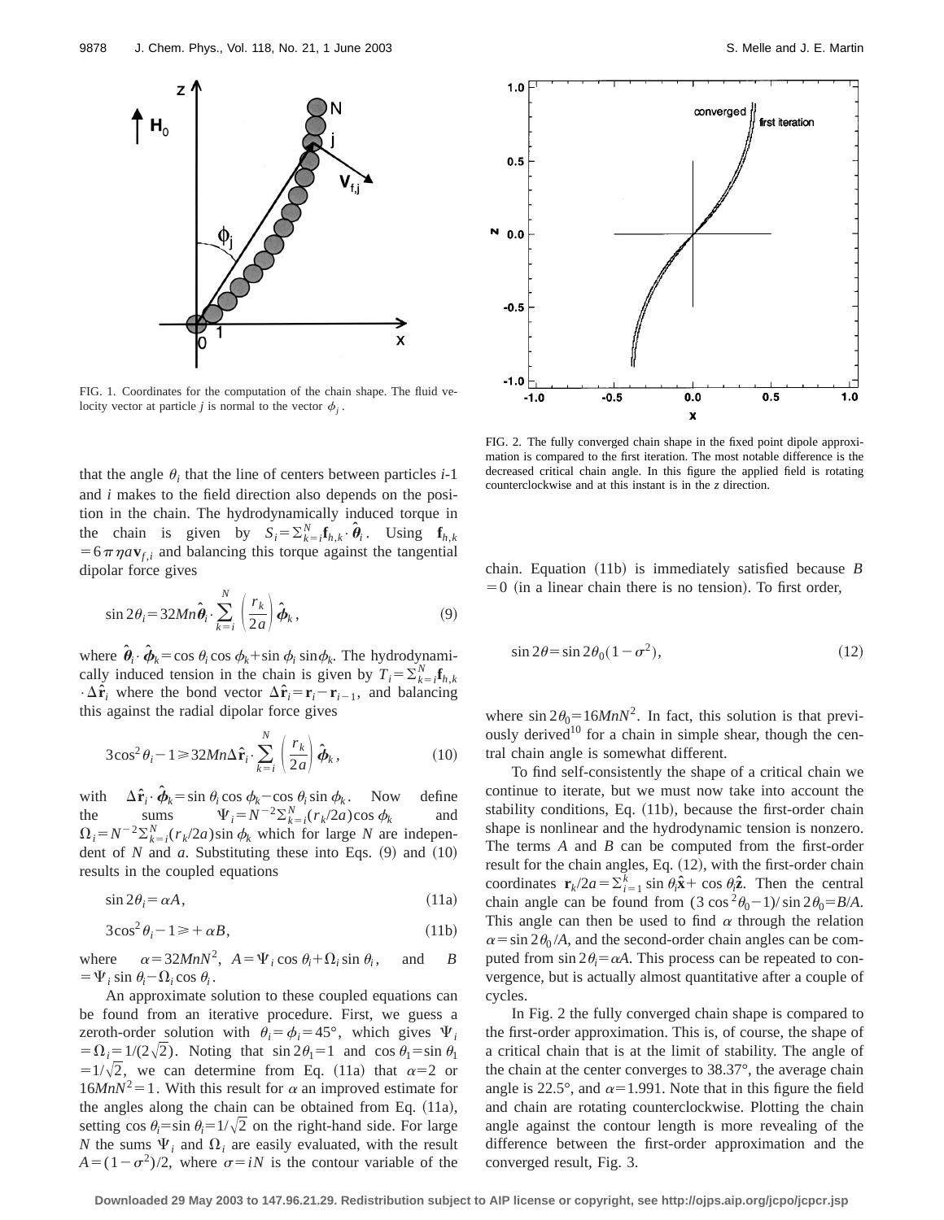FIG. 1. Coordinates for the computation of the chain shape. The fluid velocity vector at particle $j$ is normal to the vector $\phi_j$.

that the angle $\theta_i$ that the line of centers between particles $i$-1 and $i$ makes to the field direction also depends on the position in the chain. The hydrodynamically induced torque in the chain is given by $S_i = \Sigma_{k=i}^{N} \mathbf{f}_{h,k} \cdot \hat{\boldsymbol{\theta}}_i$. Using $\mathbf{f}_{h,k} = 6\pi\eta a \mathbf{v}_{f,i}$ and balancing this torque against the tangential dipolar force gives

$$\sin 2\theta_i = 32Mn\hat{\boldsymbol{\theta}}_i \cdot \sum_{k=i}^{N} \left(\frac{r_k}{2a}\right)\hat{\boldsymbol{\phi}}_k, \tag{9}$$

where $\hat{\boldsymbol{\theta}}_i \cdot \hat{\boldsymbol{\phi}}_k = \cos\theta_i \cos\phi_k + \sin\phi_i \sin\phi_k$. The hydrodynamically induced tension in the chain is given by $T_i = \Sigma_{k=i}^{N} \mathbf{f}_{h,k} \cdot \Delta\hat{\mathbf{r}}_i$ where the bond vector $\Delta\hat{\mathbf{r}}_i = \mathbf{r}_i - \mathbf{r}_{i-1}$, and balancing this against the radial dipolar force gives

$$3\cos^2\theta_i - 1 \geqslant 32Mn\Delta\hat{\mathbf{r}}_i \cdot \sum_{k=i}^{N} \left(\frac{r_k}{2a}\right)\hat{\boldsymbol{\phi}}_k, \tag{10}$$

with $\Delta\hat{\mathbf{r}}_i \cdot \hat{\boldsymbol{\phi}}_k = \sin\theta_i \cos\phi_k - \cos\theta_i \sin\phi_k$. Now define the sums $\Psi_i = N^{-2}\Sigma_{k=i}^{N}(r_k/2a)\cos\phi_k$ and $\Omega_i = N^{-2}\Sigma_{k=i}^{N}(r_k/2a)\sin\phi_k$ which for large $N$ are independent of $N$ and $a$. Substituting these into Eqs. (9) and (10) results in the coupled equations

$$\sin 2\theta_i = \alpha A, \tag{11a}$$

$$3\cos^2\theta_i - 1 \geqslant +\alpha B, \tag{11b}$$

where $\alpha = 32MnN^2$, $A = \Psi_i \cos\theta_i + \Omega_i \sin\theta_i$, and $B = \Psi_i \sin\theta_i - \Omega_i \cos\theta_i$.

An approximate solution to these coupled equations can be found from an iterative procedure. First, we guess a zeroth-order solution with $\theta_i = \phi_i = 45°$, which gives $\Psi_i = \Omega_i = 1/(2\sqrt{2})$. Noting that $\sin 2\theta_1 = 1$ and $\cos\theta_1 = \sin\theta_1 = 1/\sqrt{2}$, we can determine from Eq. (11a) that $\alpha = 2$ or $16MnN^2 = 1$. With this result for $\alpha$ an improved estimate for the angles along the chain can be obtained from Eq. (11a), setting $\cos\theta_i = \sin\theta_i = 1/\sqrt{2}$ on the right-hand side. For large $N$ the sums $\Psi_i$ and $\Omega_i$ are easily evaluated, with the result $A = (1-\sigma^2)/2$, where $\sigma = iN$ is the contour variable of the chain. Equation (11b) is immediately satisfied because $B = 0$ (in a linear chain there is no tension). To first order,

$$\sin 2\theta = \sin 2\theta_0 (1-\sigma^2), \tag{12}$$

where $\sin 2\theta_0 = 16MnN^2$. In fact, this solution is that previously derived[10] for a chain in simple shear, though the central chain angle is somewhat different.

FIG. 2. The fully converged chain shape in the fixed point dipole approximation is compared to the first iteration. The most notable difference is the decreased critical chain angle. In this figure the applied field is rotating counterclockwise and at this instant is in the $z$ direction.

To find self-consistently the shape of a critical chain we continue to iterate, but we must now take into account the stability conditions, Eq. (11b), because the first-order chain shape is nonlinear and the hydrodynamic tension is nonzero. The terms $A$ and $B$ can be computed from the first-order result for the chain angles, Eq. (12), with the first-order chain coordinates $\mathbf{r}_k/2a = \Sigma_{i=1}^{k} \sin\theta_i \hat{\mathbf{x}} + \cos\theta_i \hat{\mathbf{z}}$. Then the central chain angle can be found from $(3\cos^2\theta_0 - 1)/\sin 2\theta_0 = B/A$. This angle can then be used to find $\alpha$ through the relation $\alpha = \sin 2\theta_0/A$, and the second-order chain angles can be computed from $\sin 2\theta_i = \alpha A$. This process can be repeated to convergence, but is actually almost quantitative after a couple of cycles.

In Fig. 2 the fully converged chain shape is compared to the first-order approximation. This is, of course, the shape of a critical chain that is at the limit of stability. The angle of the chain at the center converges to 38.37°, the average chain angle is 22.5°, and $\alpha = 1.991$. Note that in this figure the field and chain are rotating counterclockwise. Plotting the chain angle against the contour length is more revealing of the difference between the first-order approximation and the converged result, Fig. 3.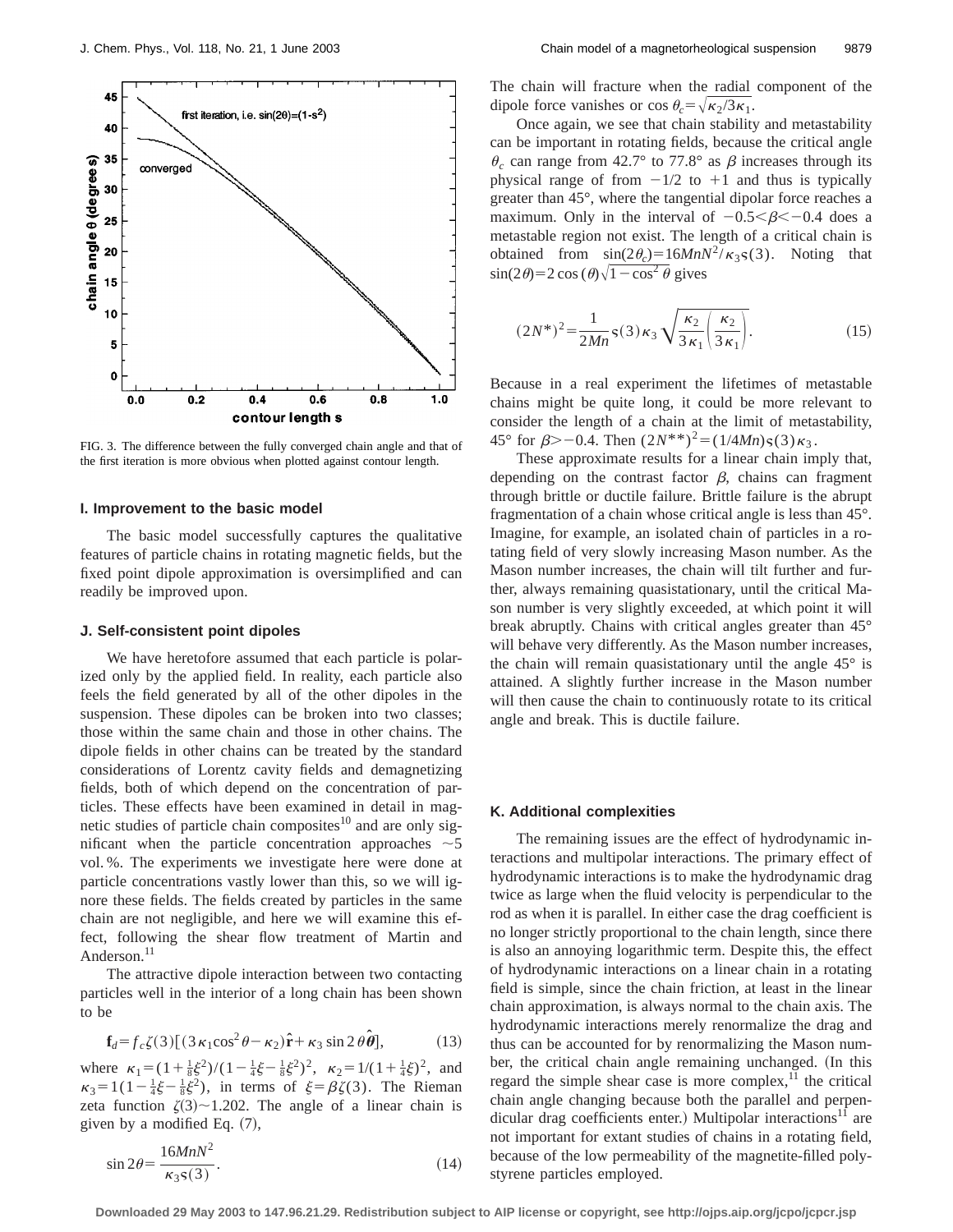FIG. 3. The difference between the fully converged chain angle and that of the first iteration is more obvious when plotted against contour length.

### I. Improvement to the basic model

The basic model successfully captures the qualitative features of particle chains in rotating magnetic fields, but the fixed point dipole approximation is oversimplified and can readily be improved upon.

### J. Self-consistent point dipoles

We have heretofore assumed that each particle is polarized only by the applied field. In reality, each particle also feels the field generated by all of the other dipoles in the suspension. These dipoles can be broken into two classes; those within the same chain and those in other chains. The dipole fields in other chains can be treated by the standard considerations of Lorentz cavity fields and demagnetizing fields, both of which depend on the concentration of particles. These effects have been examined in detail in magnetic studies of particle chain composites[10] and are only significant when the particle concentration approaches ~5 vol. %. The experiments we investigate here were done at particle concentrations vastly lower than this, so we will ignore these fields. The fields created by particles in the same chain are not negligible, and here we will examine this effect, following the shear flow treatment of Martin and Anderson.[11]

The attractive dipole interaction between two contacting particles well in the interior of a long chain has been shown to be

$$\mathbf{f}_d = f_c \zeta(3)[(3\kappa_1 \cos^2\theta - \kappa_2)\hat{\mathbf{r}} + \kappa_3 \sin 2\theta \hat{\boldsymbol{\theta}}], \qquad (13)$$

where $\kappa_1 = (1+\frac{1}{8}\xi^2)/(1-\frac{1}{4}\xi-\frac{1}{8}\xi^2)^2$, $\kappa_2 = 1/(1+\frac{1}{4}\xi)^2$, and $\kappa_3 = 1(1-\frac{1}{4}\xi-\frac{1}{8}\xi^2)$, in terms of $\xi = \beta\zeta(3)$. The Rieman zeta function $\zeta(3) \sim 1.202$. The angle of a linear chain is given by a modified Eq. (7),

$$\sin 2\theta = \frac{16MnN^2}{\kappa_3 \varsigma(3)}. \qquad (14)$$

The chain will fracture when the radial component of the dipole force vanishes or $\cos\theta_c = \sqrt{\kappa_2/3\kappa_1}$.

Once again, we see that chain stability and metastability can be important in rotating fields, because the critical angle $\theta_c$ can range from 42.7° to 77.8° as $\beta$ increases through its physical range of from $-1/2$ to $+1$ and thus is typically greater than 45°, where the tangential dipolar force reaches a maximum. Only in the interval of $-0.5<\beta<-0.4$ does a metastable region not exist. The length of a critical chain is obtained from $\sin(2\theta_c) = 16MnN^2/\kappa_3\varsigma(3)$. Noting that $\sin(2\theta) = 2\cos(\theta)\sqrt{1-\cos^2\theta}$ gives

$$(2N^*)^2 = \frac{1}{2Mn}\varsigma(3)\kappa_3\sqrt{\frac{\kappa_2}{3\kappa_1}\left(\frac{\kappa_2}{3\kappa_1}\right)}. \qquad (15)$$

Because in a real experiment the lifetimes of metastable chains might be quite long, it could be more relevant to consider the length of a chain at the limit of metastability, 45° for $\beta > -0.4$. Then $(2N^{**})^2 = (1/4Mn)\varsigma(3)\kappa_3$.

These approximate results for a linear chain imply that, depending on the contrast factor $\beta$, chains can fragment through brittle or ductile failure. Brittle failure is the abrupt fragmentation of a chain whose critical angle is less than 45°. Imagine, for example, an isolated chain of particles in a rotating field of very slowly increasing Mason number. As the Mason number increases, the chain will tilt further and further, always remaining quasistationary, until the critical Mason number is very slightly exceeded, at which point it will break abruptly. Chains with critical angles greater than 45° will behave very differently. As the Mason number increases, the chain will remain quasistationary until the angle 45° is attained. A slightly further increase in the Mason number will then cause the chain to continuously rotate to its critical angle and break. This is ductile failure.

### K. Additional complexities

The remaining issues are the effect of hydrodynamic interactions and multipolar interactions. The primary effect of hydrodynamic interactions is to make the hydrodynamic drag twice as large when the fluid velocity is perpendicular to the rod as when it is parallel. In either case the drag coefficient is no longer strictly proportional to the chain length, since there is also an annoying logarithmic term. Despite this, the effect of hydrodynamic interactions on a linear chain in a rotating field is simple, since the chain friction, at least in the linear chain approximation, is always normal to the chain axis. The hydrodynamic interactions merely renormalize the drag and thus can be accounted for by renormalizing the Mason number, the critical chain angle remaining unchanged. (In this regard the simple shear case is more complex,[11] the critical chain angle changing because both the parallel and perpendicular drag coefficients enter.) Multipolar interactions[11] are not important for extant studies of chains in a rotating field, because of the low permeability of the magnetite-filled polystyrene particles employed.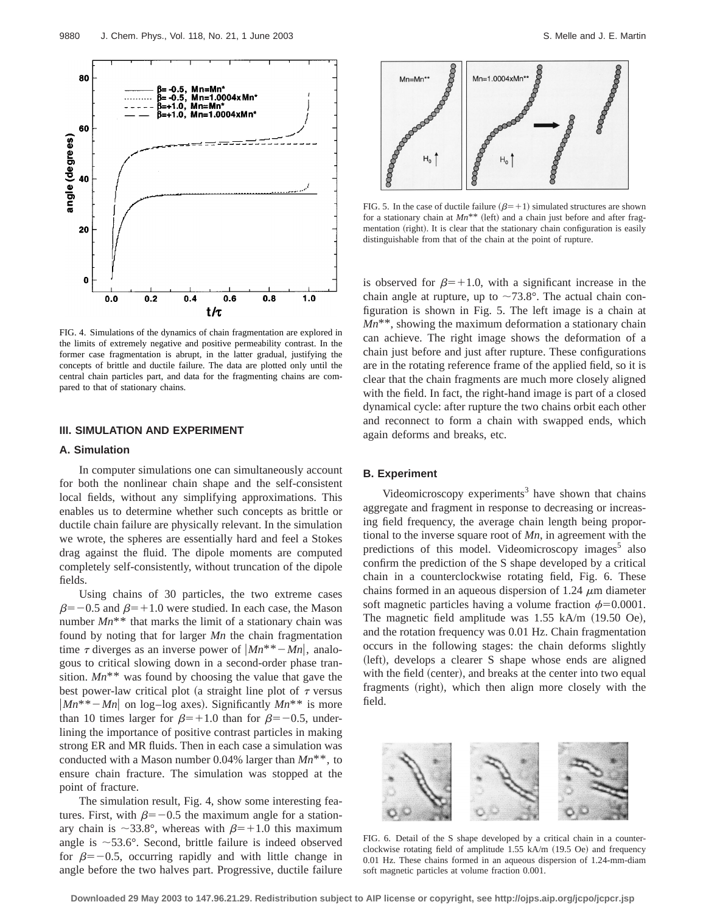FIG. 4. Simulations of the dynamics of chain fragmentation are explored in the limits of extremely negative and positive permeability contrast. In the former case fragmentation is abrupt, in the latter gradual, justifying the concepts of brittle and ductile failure. The data are plotted only until the central chain particles part, and data for the fragmenting chains are compared to that of stationary chains.

## III. SIMULATION AND EXPERIMENT

### A. Simulation

In computer simulations one can simultaneously account for both the nonlinear chain shape and the self-consistent local fields, without any simplifying approximations. This enables us to determine whether such concepts as brittle or ductile chain failure are physically relevant. In the simulation we wrote, the spheres are essentially hard and feel a Stokes drag against the fluid. The dipole moments are computed completely self-consistently, without truncation of the dipole fields.

Using chains of 30 particles, the two extreme cases $\beta=-0.5$ and $\beta=+1.0$ were studied. In each case, the Mason number $Mn^{**}$ that marks the limit of a stationary chain was found by noting that for larger $Mn$ the chain fragmentation time $\tau$ diverges as an inverse power of $|Mn^{**}-Mn|$, analogous to critical slowing down in a second-order phase transition. $Mn^{**}$ was found by choosing the value that gave the best power-law critical plot (a straight line plot of $\tau$ versus $|Mn^{**}-Mn|$ on log–log axes). Significantly $Mn^{**}$ is more than 10 times larger for $\beta=+1.0$ than for $\beta=-0.5$, underlining the importance of positive contrast particles in making strong ER and MR fluids. Then in each case a simulation was conducted with a Mason number 0.04% larger than $Mn^{**}$, to ensure chain fracture. The simulation was stopped at the point of fracture.

The simulation result, Fig. 4, show some interesting features. First, with $\beta=-0.5$ the maximum angle for a stationary chain is $\sim 33.8°$, whereas with $\beta=+1.0$ this maximum angle is $\sim 53.6°$. Second, brittle failure is indeed observed for $\beta=-0.5$, occurring rapidly and with little change in angle before the two halves part. Progressive, ductile failure is observed for $\beta=+1.0$, with a significant increase in the chain angle at rupture, up to $\sim 73.8°$. The actual chain configuration is shown in Fig. 5. The left image is a chain at $Mn^{**}$, showing the maximum deformation a stationary chain can achieve. The right image shows the deformation of a chain just before and just after rupture. These configurations are in the rotating reference frame of the applied field, so it is clear that the chain fragments are much more closely aligned with the field. In fact, the right-hand image is part of a closed dynamical cycle: after rupture the two chains orbit each other and reconnect to form a chain with swapped ends, which again deforms and breaks, etc.

FIG. 5. In the case of ductile failure ($\beta=+1$) simulated structures are shown for a stationary chain at $Mn^{**}$ (left) and a chain just before and after fragmentation (right). It is clear that the stationary chain configuration is easily distinguishable from that of the chain at the point of rupture.

### B. Experiment

Videomicroscopy experiments[3] have shown that chains aggregate and fragment in response to decreasing or increasing field frequency, the average chain length being proportional to the inverse square root of $Mn$, in agreement with the predictions of this model. Videomicroscopy images[5] also confirm the prediction of the S shape developed by a critical chain in a counterclockwise rotating field, Fig. 6. These chains formed in an aqueous dispersion of 1.24 $\mu$m diameter soft magnetic particles having a volume fraction $\phi=0.0001$. The magnetic field amplitude was 1.55 kA/m (19.50 Oe), and the rotation frequency was 0.01 Hz. Chain fragmentation occurs in the following stages: the chain deforms slightly (left), develops a clearer S shape whose ends are aligned with the field (center), and breaks at the center into two equal fragments (right), which then align more closely with the field.

FIG. 6. Detail of the S shape developed by a critical chain in a counterclockwise rotating field of amplitude 1.55 kA/m (19.5 Oe) and frequency 0.01 Hz. These chains formed in an aqueous dispersion of 1.24-mm-diam soft magnetic particles at volume fraction 0.001.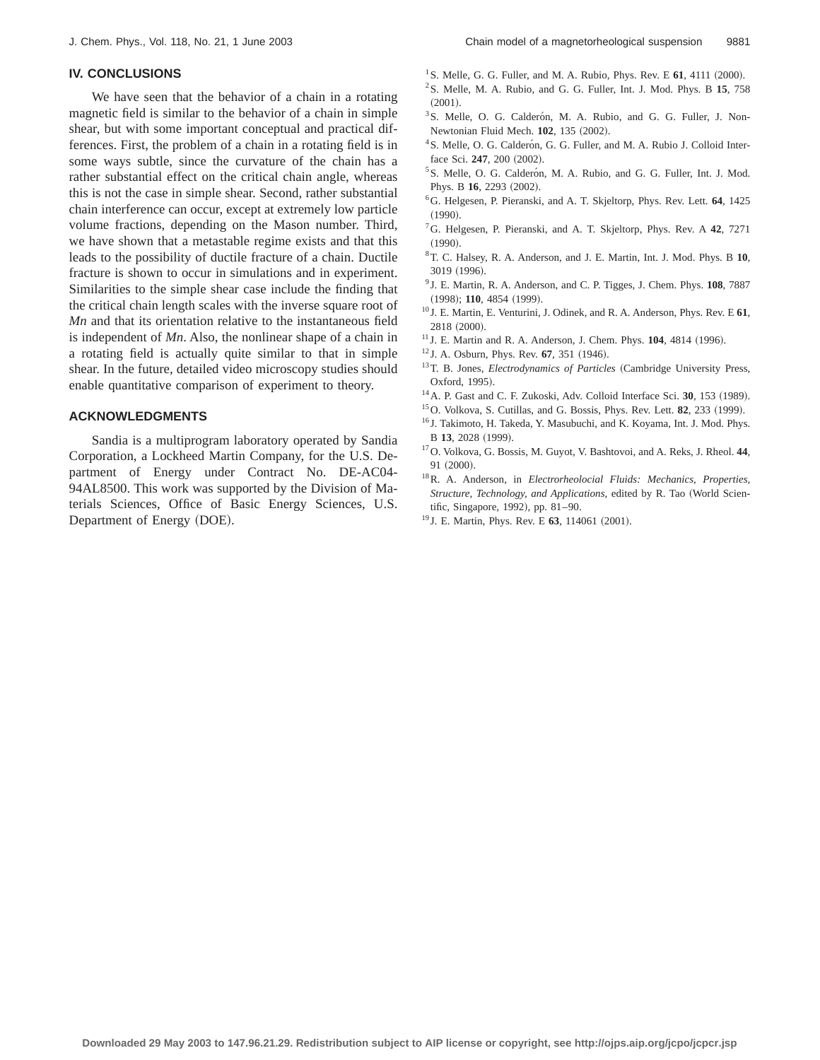## IV. CONCLUSIONS

We have seen that the behavior of a chain in a rotating magnetic field is similar to the behavior of a chain in simple shear, but with some important conceptual and practical differences. First, the problem of a chain in a rotating field is in some ways subtle, since the curvature of the chain has a rather substantial effect on the critical chain angle, whereas this is not the case in simple shear. Second, rather substantial chain interference can occur, except at extremely low particle volume fractions, depending on the Mason number. Third, we have shown that a metastable regime exists and that this leads to the possibility of ductile fracture of a chain. Ductile fracture is shown to occur in simulations and in experiment. Similarities to the simple shear case include the finding that the critical chain length scales with the inverse square root of *Mn* and that its orientation relative to the instantaneous field is independent of *Mn*. Also, the nonlinear shape of a chain in a rotating field is actually quite similar to that in simple shear. In the future, detailed video microscopy studies should enable quantitative comparison of experiment to theory.

## ACKNOWLEDGMENTS

Sandia is a multiprogram laboratory operated by Sandia Corporation, a Lockheed Martin Company, for the U.S. Department of Energy under Contract No. DE-AC04-94AL8500. This work was supported by the Division of Materials Sciences, Office of Basic Energy Sciences, U.S. Department of Energy (DOE).

[1] S. Melle, G. G. Fuller, and M. A. Rubio, Phys. Rev. E **61**, 4111 (2000).
[2] S. Melle, M. A. Rubio, and G. G. Fuller, Int. J. Mod. Phys. B **15**, 758 (2001).
[3] S. Melle, O. G. Calderón, M. A. Rubio, and G. G. Fuller, J. Non-Newtonian Fluid Mech. **102**, 135 (2002).
[4] S. Melle, O. G. Calderón, G. G. Fuller, and M. A. Rubio J. Colloid Interface Sci. **247**, 200 (2002).
[5] S. Melle, O. G. Calderón, M. A. Rubio, and G. G. Fuller, Int. J. Mod. Phys. B **16**, 2293 (2002).
[6] G. Helgesen, P. Pieranski, and A. T. Skjeltorp, Phys. Rev. Lett. **64**, 1425 (1990).
[7] G. Helgesen, P. Pieranski, and A. T. Skjeltorp, Phys. Rev. A **42**, 7271 (1990).
[8] T. C. Halsey, R. A. Anderson, and J. E. Martin, Int. J. Mod. Phys. B **10**, 3019 (1996).
[9] J. E. Martin, R. A. Anderson, and C. P. Tigges, J. Chem. Phys. **108**, 7887 (1998); **110**, 4854 (1999).
[10] J. E. Martin, E. Venturini, J. Odinek, and R. A. Anderson, Phys. Rev. E **61**, 2818 (2000).
[11] J. E. Martin and R. A. Anderson, J. Chem. Phys. **104**, 4814 (1996).
[12] J. A. Osburn, Phys. Rev. **67**, 351 (1946).
[13] T. B. Jones, *Electrodynamics of Particles* (Cambridge University Press, Oxford, 1995).
[14] A. P. Gast and C. F. Zukoski, Adv. Colloid Interface Sci. **30**, 153 (1989).
[15] O. Volkova, S. Cutillas, and G. Bossis, Phys. Rev. Lett. **82**, 233 (1999).
[16] J. Takimoto, H. Takeda, Y. Masubuchi, and K. Koyama, Int. J. Mod. Phys. B **13**, 2028 (1999).
[17] O. Volkova, G. Bossis, M. Guyot, V. Bashtovoi, and A. Reks, J. Rheol. **44**, 91 (2000).
[18] R. A. Anderson, in *Electrorheolocial Fluids: Mechanics, Properties, Structure, Technology, and Applications*, edited by R. Tao (World Scientific, Singapore, 1992), pp. 81–90.
[19] J. E. Martin, Phys. Rev. E **63**, 114061 (2001).